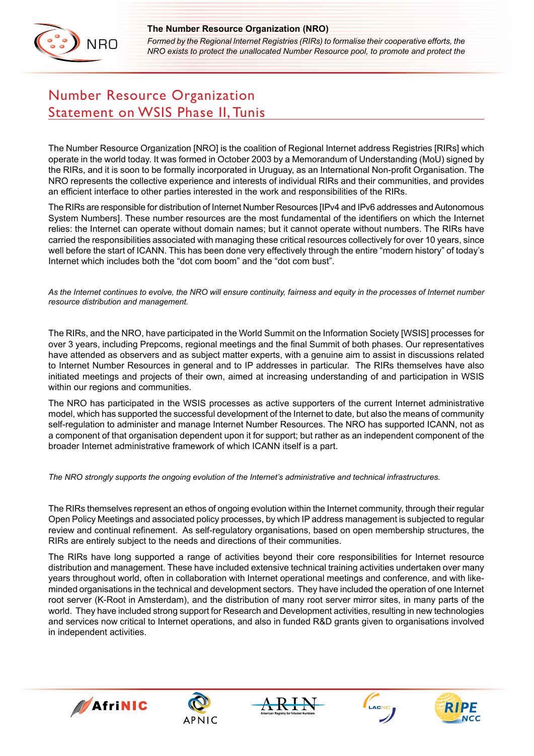# Number Resource Organization Statement on WSIS Phase II, Tunis

The Number Resource Organization [NRO] is the coalition of Regional Internet address Registries [RIRs] which operate in the world today. It was formed in October 2003 by a Memorandum of Understanding (MoU) signed by the RIRs, and it is soon to be formally incorporated in Uruguay, as an International Non-profit Organisation. The NRO represents the collective experience and interests of individual RIRs and their communities, and provides an efficient interface to other parties interested in the work and responsibilities of the RIRs.

The RIRs are responsible for distribution of Internet Number Resources [IPv4 and IPv6 addresses and Autonomous System Numbers]. These number resources are the most fundamental of the identifiers on which the Internet relies: the Internet can operate without domain names; but it cannot operate without numbers. The RIRs have carried the responsibilities associated with managing these critical resources collectively for over 10 years, since well before the start of ICANN. This has been done very effectively through the entire "modern history" of today's Internet which includes both the "dot com boom" and the "dot com bust".

*As the Internet continues to evolve, the NRO will ensure continuity, fairness and equity in the processes of Internet number resource distribution and management.*

The RIRs, and the NRO, have participated in the World Summit on the Information Society [WSIS] processes for over 3 years, including Prepcoms, regional meetings and the final Summit of both phases. Our representatives have attended as observers and as subject matter experts, with a genuine aim to assist in discussions related to Internet Number Resources in general and to IP addresses in particular. The RIRs themselves have also initiated meetings and projects of their own, aimed at increasing understanding of and participation in WSIS within our regions and communities.

The NRO has participated in the WSIS processes as active supporters of the current Internet administrative model, which has supported the successful development of the Internet to date, but also the means of community self-regulation to administer and manage Internet Number Resources. The NRO has supported ICANN, not as a component of that organisation dependent upon it for support; but rather as an independent component of the broader Internet administrative framework of which ICANN itself is a part.

*The NRO strongly supports the ongoing evolution of the Internet's administrative and technical infrastructures.*

The RIRs themselves represent an ethos of ongoing evolution within the Internet community, through their regular Open Policy Meetings and associated policy processes, by which IP address management is subjected to regular review and continual refinement. As self-regulatory organisations, based on open membership structures, the RIRs are entirely subject to the needs and directions of their communities.

The RIRs have long supported a range of activities beyond their core responsibilities for Internet resource distribution and management. These have included extensive technical training activities undertaken over many years throughout world, often in collaboration with Internet operational meetings and conference, and with like-minded organisations in the technical and development sectors. They have included the operation of one Internet root server (K-Root in Amsterdam), and the distribution of many root server mirror sites, in many parts of the world. They have included strong support for Research and Development activities, resulting in new technologies and services now critical to Internet operations, and also in funded R&D grants given to organisations involved in independent activities.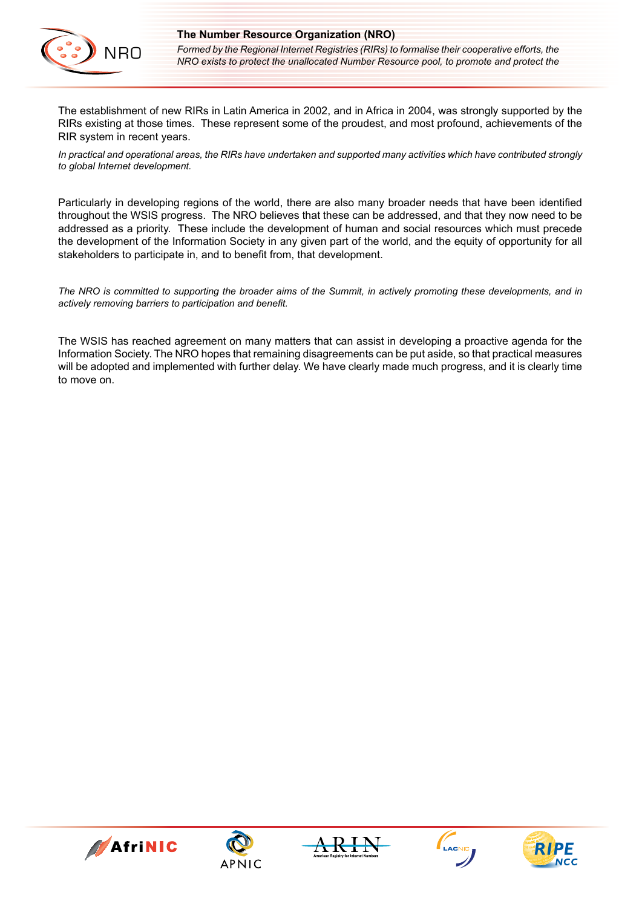The establishment of new RIRs in Latin America in 2002, and in Africa in 2004, was strongly supported by the RIRs existing at those times. These represent some of the proudest, and most profound, achievements of the RIR system in recent years.

*In practical and operational areas, the RIRs have undertaken and supported many activities which have contributed strongly to global Internet development.*

Particularly in developing regions of the world, there are also many broader needs that have been identified throughout the WSIS progress. The NRO believes that these can be addressed, and that they now need to be addressed as a priority. These include the development of human and social resources which must precede the development of the Information Society in any given part of the world, and the equity of opportunity for all stakeholders to participate in, and to benefit from, that development.

*The NRO is committed to supporting the broader aims of the Summit, in actively promoting these developments, and in actively removing barriers to participation and benefit.*

The WSIS has reached agreement on many matters that can assist in developing a proactive agenda for the Information Society. The NRO hopes that remaining disagreements can be put aside, so that practical measures will be adopted and implemented with further delay. We have clearly made much progress, and it is clearly time to move on.